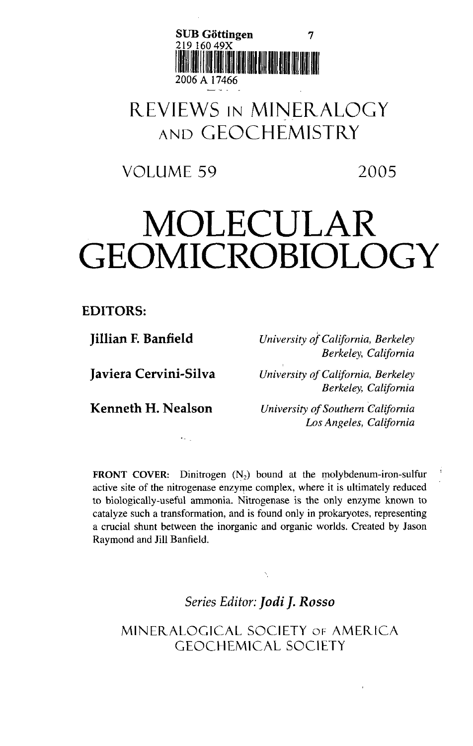SUB Göttingen 7
219 160 49X
2006 A 17466

# REVIEWS IN MINERALOGY AND GEOCHEMISTRY

VOLUME 59 2005

# MOLECULAR GEOMICROBIOLOGY

**EDITORS:**

**Jillian F. Banfield** — *University of California, Berkeley, Berkeley, California*

**Javiera Cervini-Silva** — *University of California, Berkeley, Berkeley, California*

**Kenneth H. Nealson** — *University of Southern California, Los Angeles, California*

**FRONT COVER:** Dinitrogen ($N_2$) bound at the molybdenum-iron-sulfur active site of the nitrogenase enzyme complex, where it is ultimately reduced to biologically-useful ammonia. Nitrogenase is the only enzyme known to catalyze such a transformation, and is found only in prokaryotes, representing a crucial shunt between the inorganic and organic worlds. Created by Jason Raymond and Jill Banfield.

*Series Editor:* ***Jodi J. Rosso***

MINERALOGICAL SOCIETY OF AMERICA
GEOCHEMICAL SOCIETY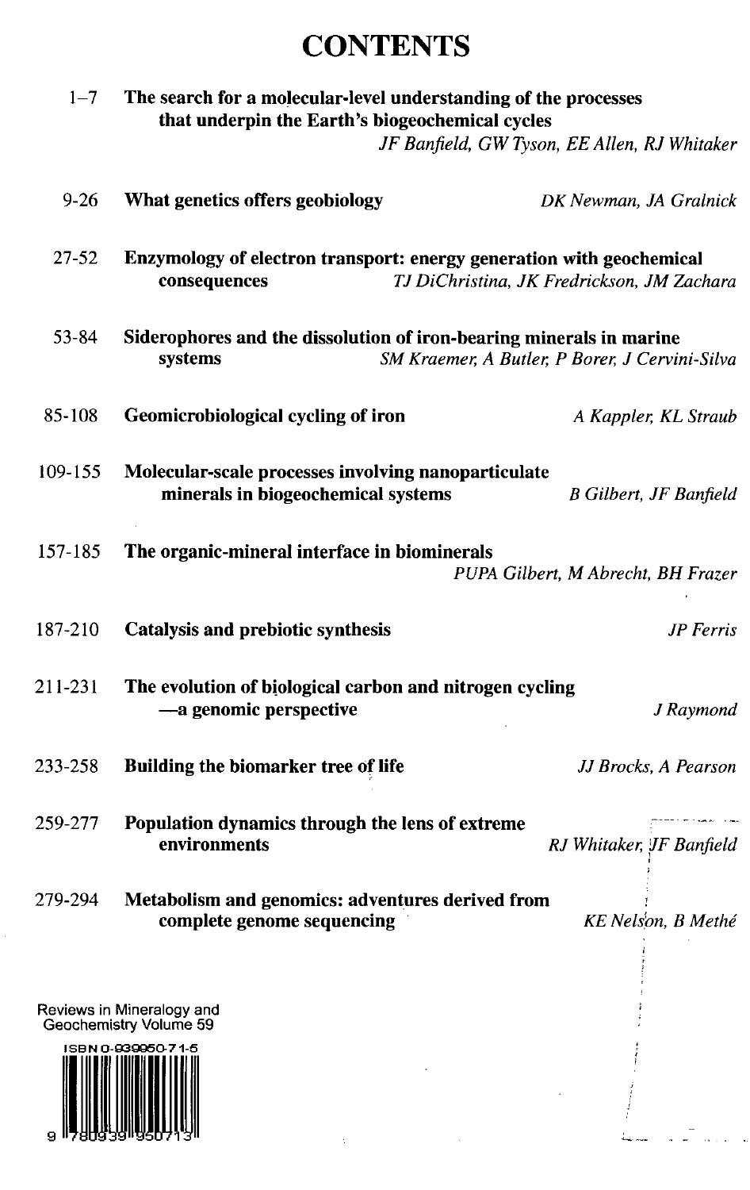# CONTENTS

1–7 **The search for a molecular-level understanding of the processes that underpin the Earth's biogeochemical cycles**
*JF Banfield, GW Tyson, EE Allen, RJ Whitaker*

9-26 **What genetics offers geobiology**
*DK Newman, JA Gralnick*

27-52 **Enzymology of electron transport: energy generation with geochemical consequences**
*TJ DiChristina, JK Fredrickson, JM Zachara*

53-84 **Siderophores and the dissolution of iron-bearing minerals in marine systems**
*SM Kraemer, A Butler, P Borer, J Cervini-Silva*

85-108 **Geomicrobiological cycling of iron**
*A Kappler, KL Straub*

109-155 **Molecular-scale processes involving nanoparticulate minerals in biogeochemical systems**
*B Gilbert, JF Banfield*

157-185 **The organic-mineral interface in biominerals**
*PUPA Gilbert, M Abrecht, BH Frazer*

187-210 **Catalysis and prebiotic synthesis**
*JP Ferris*

211-231 **The evolution of biological carbon and nitrogen cycling —a genomic perspective**
*J Raymond*

233-258 **Building the biomarker tree of life**
*JJ Brocks, A Pearson*

259-277 **Population dynamics through the lens of extreme environments**
*RJ Whitaker, JF Banfield*

279-294 **Metabolism and genomics: adventures derived from complete genome sequencing**
*KE Nelson, B Methé*

Reviews in Mineralogy and Geochemistry Volume 59

ISBN 0-939950-71-5

9 780939 950713